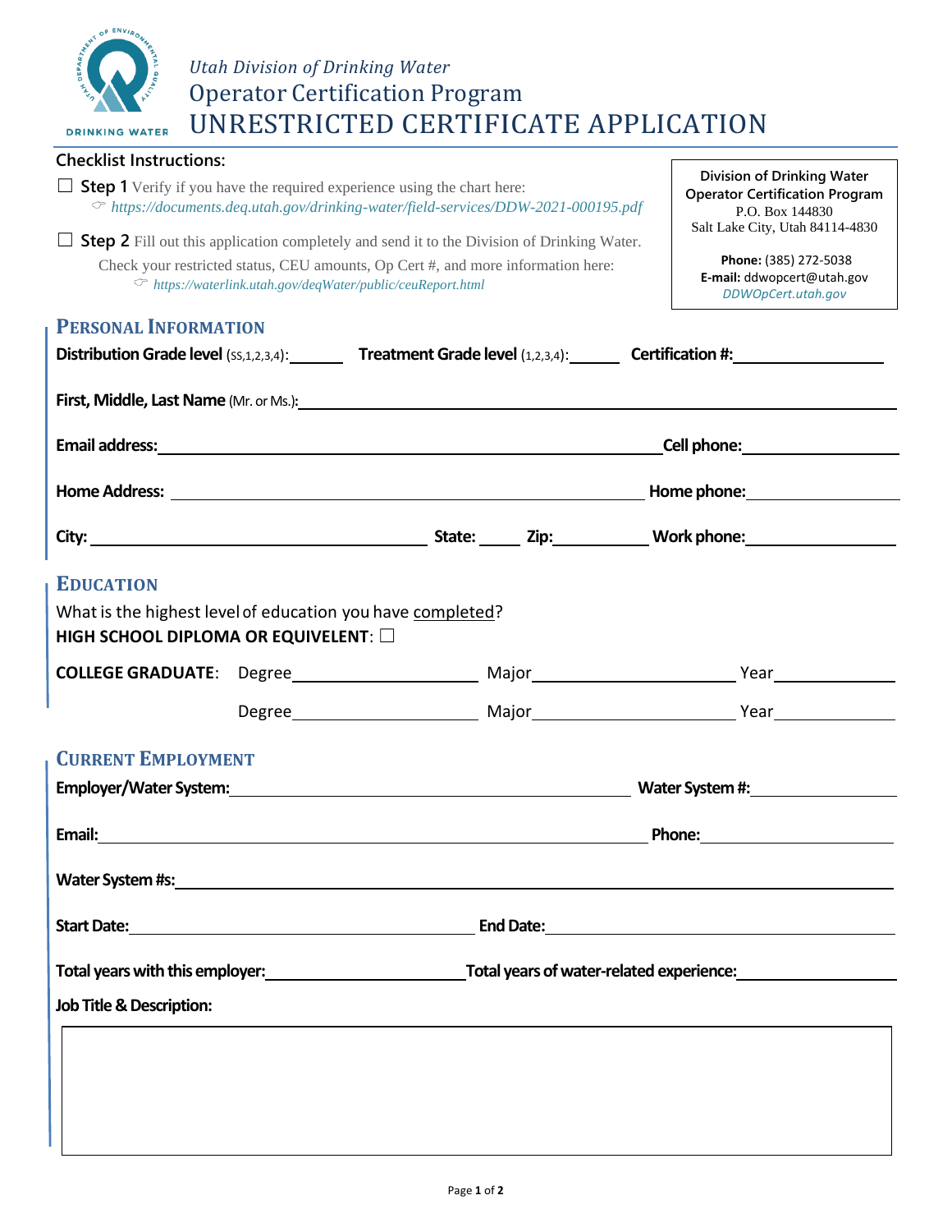Utah Division of Drinking Water

Operator Certification Program

# UNRESTRICTED CERTIFICATE APPLICATION

**Division of Drinking Water**
**Operator Certification Program**
P.O. Box 144830
Salt Lake City, Utah 84114-4830

**Phone:** (385) 272-5038
**E-mail:** ddwopcert@utah.gov
*DDWOpCert.utah.gov*

**Checklist Instructions:**

☐ **Step 1** Verify if you have the required experience using the chart here:
☞ *https://documents.deq.utah.gov/drinking-water/field-services/DDW-2021-000195.pdf*

☐ **Step 2** Fill out this application completely and send it to the Division of Drinking Water.
Check your restricted status, CEU amounts, Op Cert #, and more information here:
☞ *https://waterlink.utah.gov/deqWater/public/ceuReport.html*

## PERSONAL INFORMATION

**Distribution Grade level** (SS,1,2,3,4): ______ **Treatment Grade level** (1,2,3,4): ______ **Certification #:** ______________

**First, Middle, Last Name** (Mr. or Ms.)**:** ______________________________________________

**Email address:** ______________________________ **Cell phone:** ______________

**Home Address:** ______________________________ **Home phone:** ______________

**City:** ______________ **State:** _____ **Zip:** _________ **Work phone:** ______________

## EDUCATION

What is the highest level of education you have completed?

**HIGH SCHOOL DIPLOMA OR EQUIVELENT**: ☐

**COLLEGE GRADUATE**: Degree______________ Major______________ Year__________

Degree______________ Major______________ Year__________

## CURRENT EMPLOYMENT

**Employer/Water System:** ______________________________ **Water System #:** ______________

**Email:** ______________________________ **Phone:** ______________

**Water System #s:** ______________________________________________

**Start Date:** ______________________ **End Date:** ______________________

**Total years with this employer:** ______________ **Total years of water-related experience:** ______________

**Job Title & Description:**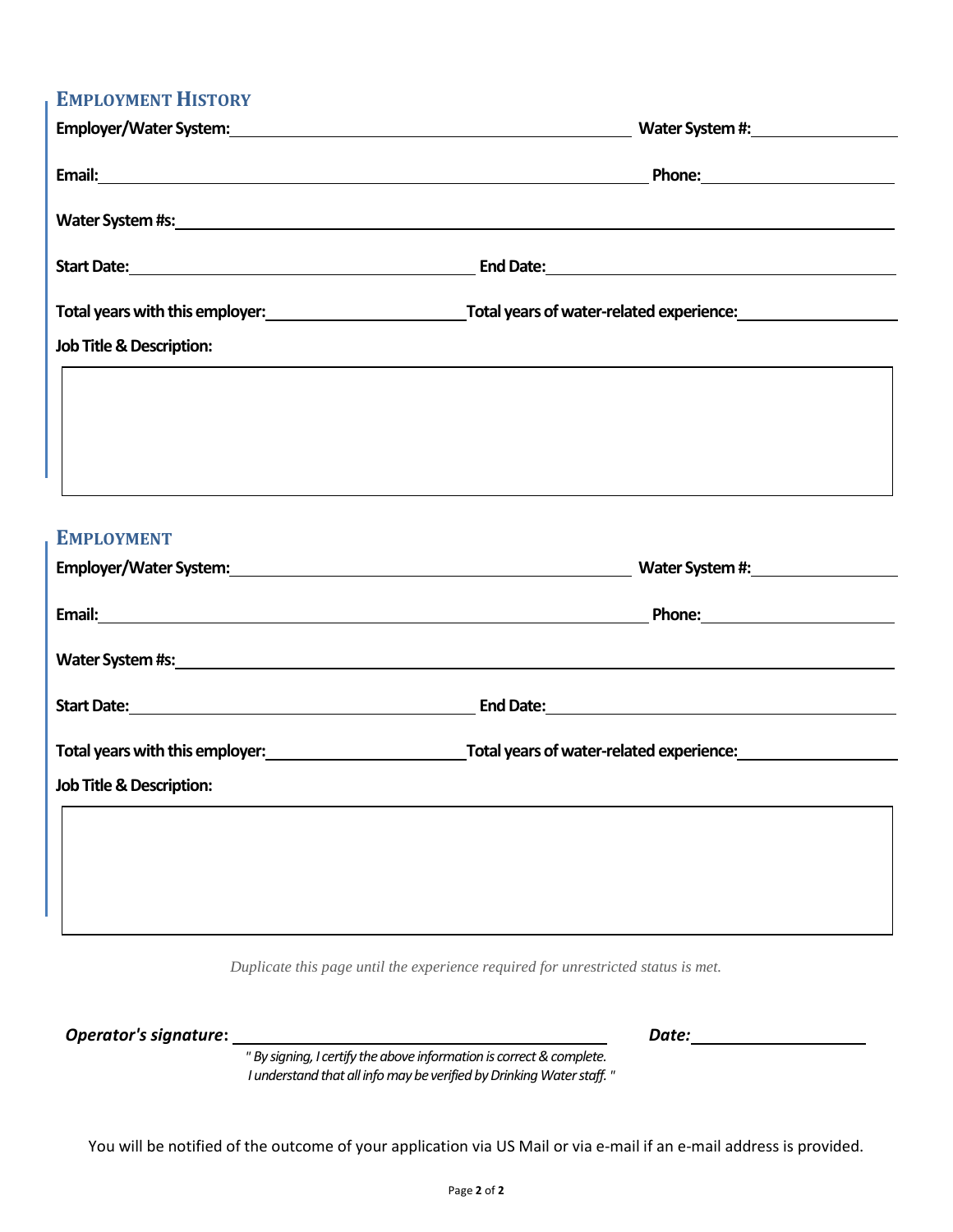## EMPLOYMENT HISTORY

**Employer/Water System:** \_\_\_\_\_\_\_\_\_\_\_\_\_\_\_\_\_\_\_\_ **Water System #:** \_\_\_\_\_\_\_\_\_\_

**Email:** \_\_\_\_\_\_\_\_\_\_\_\_\_\_\_\_\_\_\_\_ **Phone:** \_\_\_\_\_\_\_\_\_\_

**Water System #s:** \_\_\_\_\_\_\_\_\_\_\_\_\_\_\_\_\_\_\_\_

**Start Date:** \_\_\_\_\_\_\_\_\_\_\_\_\_\_\_\_\_\_\_\_ **End Date:** \_\_\_\_\_\_\_\_\_\_\_\_\_\_\_\_\_\_\_\_

**Total years with this employer:** \_\_\_\_\_\_\_\_\_\_ **Total years of water-related experience:** \_\_\_\_\_\_\_\_\_\_

**Job Title & Description:**

| |
|---|
| |

## EMPLOYMENT

**Employer/Water System:** \_\_\_\_\_\_\_\_\_\_\_\_\_\_\_\_\_\_\_\_ **Water System #:** \_\_\_\_\_\_\_\_\_\_

**Email:** \_\_\_\_\_\_\_\_\_\_\_\_\_\_\_\_\_\_\_\_ **Phone:** \_\_\_\_\_\_\_\_\_\_

**Water System #s:** \_\_\_\_\_\_\_\_\_\_\_\_\_\_\_\_\_\_\_\_

**Start Date:** \_\_\_\_\_\_\_\_\_\_\_\_\_\_\_\_\_\_\_\_ **End Date:** \_\_\_\_\_\_\_\_\_\_\_\_\_\_\_\_\_\_\_\_

**Total years with this employer:** \_\_\_\_\_\_\_\_\_\_ **Total years of water-related experience:** \_\_\_\_\_\_\_\_\_\_

**Job Title & Description:**

| |
|---|
| |

*Duplicate this page until the experience required for unrestricted status is met.*

***Operator's signature*:** \_\_\_\_\_\_\_\_\_\_\_\_\_\_\_\_\_\_\_\_ ***Date:*** \_\_\_\_\_\_\_\_\_\_

*" By signing, I certify the above information is correct & complete.*
*I understand that all info may be verified by Drinking Water staff. "*

You will be notified of the outcome of your application via US Mail or via e-mail if an e-mail address is provided.